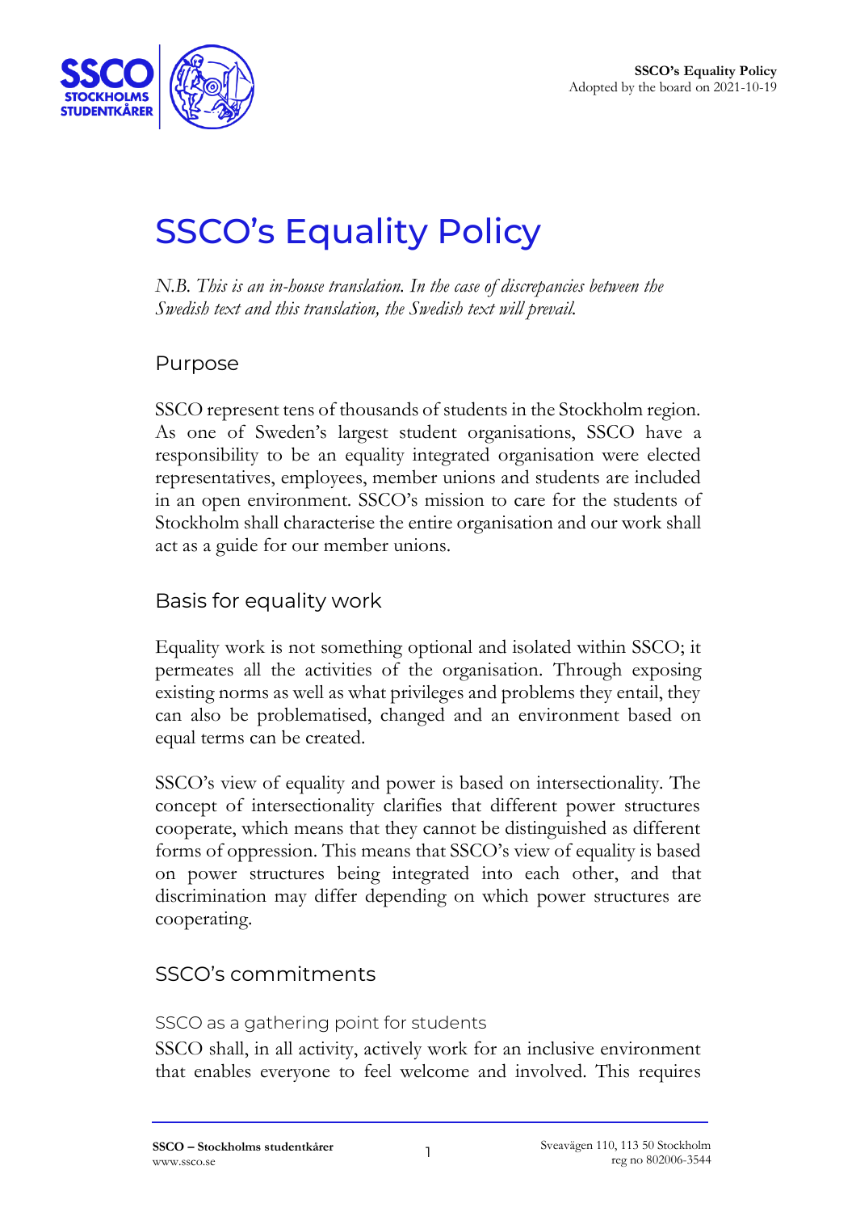# SSCO's Equality Policy

*N.B. This is an in-house translation. In the case of discrepancies between the Swedish text and this translation, the Swedish text will prevail.*

## Purpose

SSCO represent tens of thousands of students in the Stockholm region. As one of Sweden's largest student organisations, SSCO have a responsibility to be an equality integrated organisation were elected representatives, employees, member unions and students are included in an open environment. SSCO's mission to care for the students of Stockholm shall characterise the entire organisation and our work shall act as a guide for our member unions.

## Basis for equality work

Equality work is not something optional and isolated within SSCO; it permeates all the activities of the organisation. Through exposing existing norms as well as what privileges and problems they entail, they can also be problematised, changed and an environment based on equal terms can be created.

SSCO's view of equality and power is based on intersectionality. The concept of intersectionality clarifies that different power structures cooperate, which means that they cannot be distinguished as different forms of oppression. This means that SSCO's view of equality is based on power structures being integrated into each other, and that discrimination may differ depending on which power structures are cooperating.

## SSCO's commitments

### SSCO as a gathering point for students

SSCO shall, in all activity, actively work for an inclusive environment that enables everyone to feel welcome and involved. This requires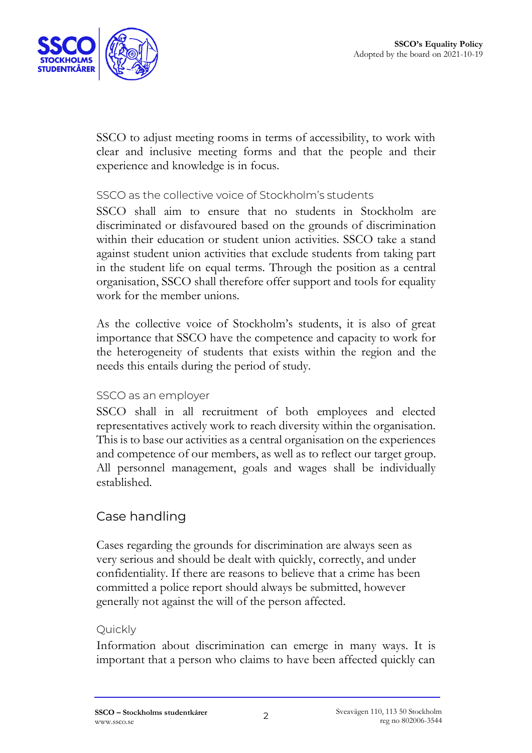SSCO to adjust meeting rooms in terms of accessibility, to work with clear and inclusive meeting forms and that the people and their experience and knowledge is in focus.

### SSCO as the collective voice of Stockholm's students

SSCO shall aim to ensure that no students in Stockholm are discriminated or disfavoured based on the grounds of discrimination within their education or student union activities. SSCO take a stand against student union activities that exclude students from taking part in the student life on equal terms. Through the position as a central organisation, SSCO shall therefore offer support and tools for equality work for the member unions.

As the collective voice of Stockholm's students, it is also of great importance that SSCO have the competence and capacity to work for the heterogeneity of students that exists within the region and the needs this entails during the period of study.

### SSCO as an employer

SSCO shall in all recruitment of both employees and elected representatives actively work to reach diversity within the organisation. This is to base our activities as a central organisation on the experiences and competence of our members, as well as to reflect our target group. All personnel management, goals and wages shall be individually established.

## Case handling

Cases regarding the grounds for discrimination are always seen as very serious and should be dealt with quickly, correctly, and under confidentiality. If there are reasons to believe that a crime has been committed a police report should always be submitted, however generally not against the will of the person affected.

### Quickly

Information about discrimination can emerge in many ways. It is important that a person who claims to have been affected quickly can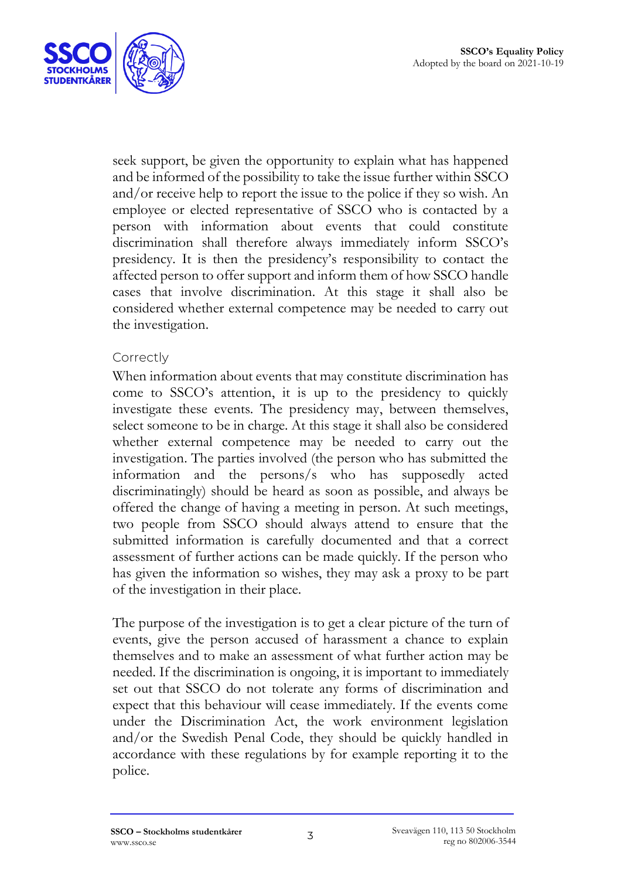seek support, be given the opportunity to explain what has happened and be informed of the possibility to take the issue further within SSCO and/or receive help to report the issue to the police if they so wish. An employee or elected representative of SSCO who is contacted by a person with information about events that could constitute discrimination shall therefore always immediately inform SSCO's presidency. It is then the presidency's responsibility to contact the affected person to offer support and inform them of how SSCO handle cases that involve discrimination. At this stage it shall also be considered whether external competence may be needed to carry out the investigation.

### Correctly

When information about events that may constitute discrimination has come to SSCO's attention, it is up to the presidency to quickly investigate these events. The presidency may, between themselves, select someone to be in charge. At this stage it shall also be considered whether external competence may be needed to carry out the investigation. The parties involved (the person who has submitted the information and the persons/s who has supposedly acted discriminatingly) should be heard as soon as possible, and always be offered the change of having a meeting in person. At such meetings, two people from SSCO should always attend to ensure that the submitted information is carefully documented and that a correct assessment of further actions can be made quickly. If the person who has given the information so wishes, they may ask a proxy to be part of the investigation in their place.

The purpose of the investigation is to get a clear picture of the turn of events, give the person accused of harassment a chance to explain themselves and to make an assessment of what further action may be needed. If the discrimination is ongoing, it is important to immediately set out that SSCO do not tolerate any forms of discrimination and expect that this behaviour will cease immediately. If the events come under the Discrimination Act, the work environment legislation and/or the Swedish Penal Code, they should be quickly handled in accordance with these regulations by for example reporting it to the police.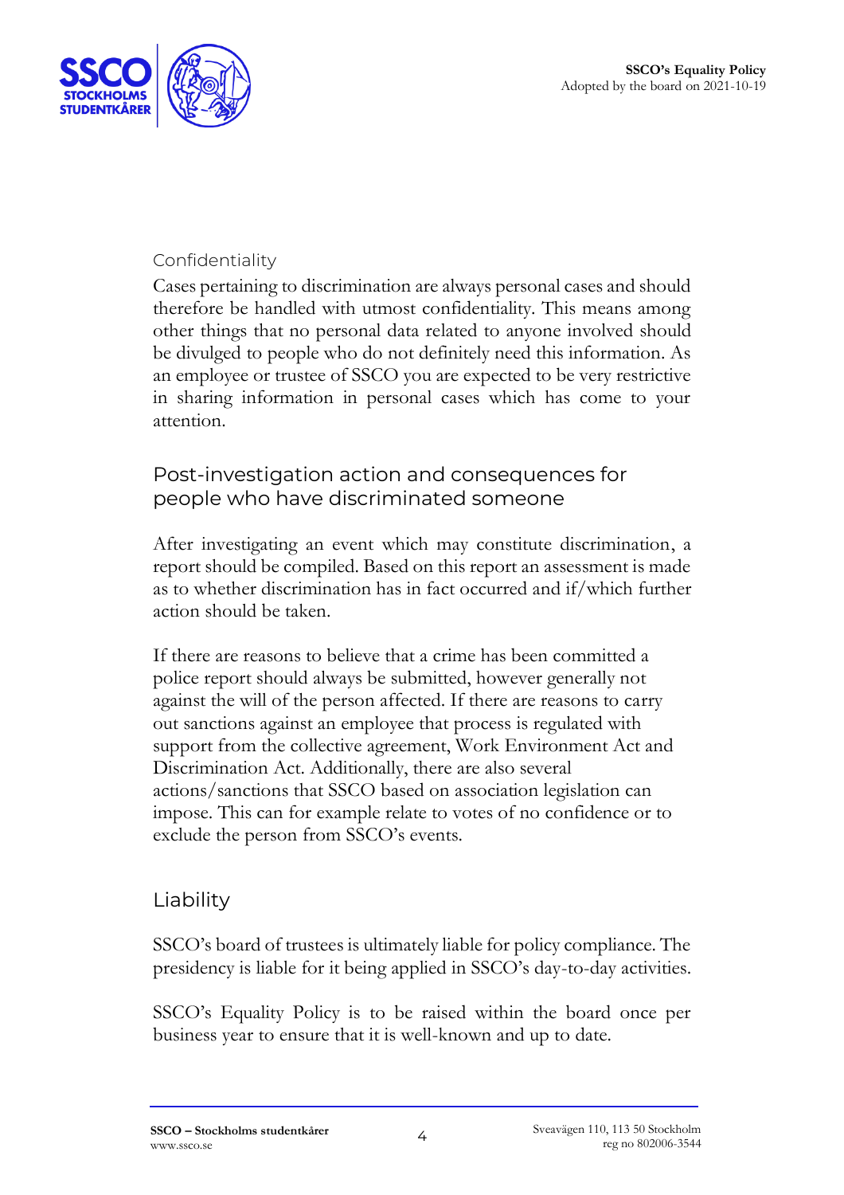### Confidentiality

Cases pertaining to discrimination are always personal cases and should therefore be handled with utmost confidentiality. This means among other things that no personal data related to anyone involved should be divulged to people who do not definitely need this information. As an employee or trustee of SSCO you are expected to be very restrictive in sharing information in personal cases which has come to your attention.

## Post-investigation action and consequences for people who have discriminated someone

After investigating an event which may constitute discrimination, a report should be compiled. Based on this report an assessment is made as to whether discrimination has in fact occurred and if/which further action should be taken.

If there are reasons to believe that a crime has been committed a police report should always be submitted, however generally not against the will of the person affected. If there are reasons to carry out sanctions against an employee that process is regulated with support from the collective agreement, Work Environment Act and Discrimination Act. Additionally, there are also several actions/sanctions that SSCO based on association legislation can impose. This can for example relate to votes of no confidence or to exclude the person from SSCO's events.

## Liability

SSCO's board of trustees is ultimately liable for policy compliance. The presidency is liable for it being applied in SSCO's day-to-day activities.

SSCO's Equality Policy is to be raised within the board once per business year to ensure that it is well-known and up to date.